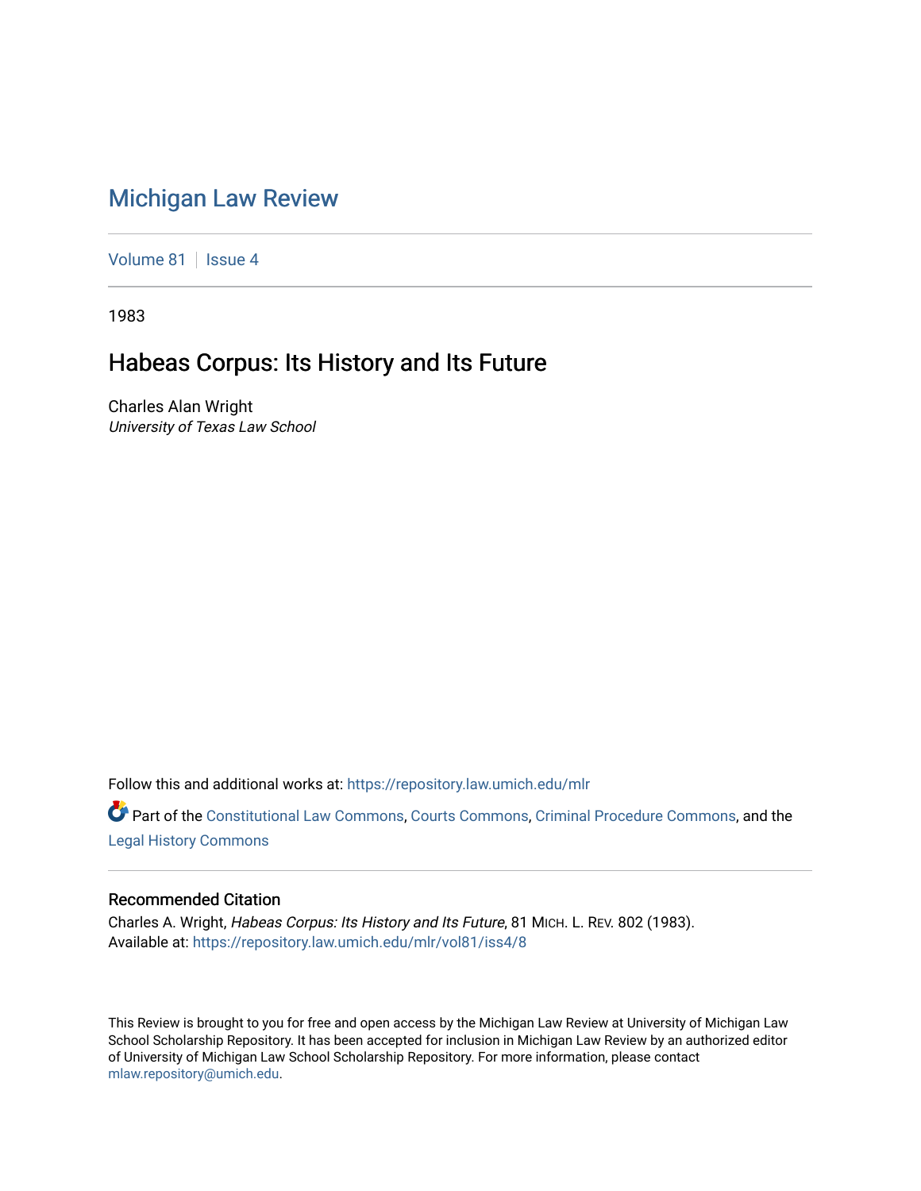# Michigan Law Review

Volume 81 | Issue 4

1983

## Habeas Corpus: Its History and Its Future

Charles Alan Wright
*University of Texas Law School*

Follow this and additional works at: https://repository.law.umich.edu/mlr

Part of the Constitutional Law Commons, Courts Commons, Criminal Procedure Commons, and the Legal History Commons

### Recommended Citation

Charles A. Wright, *Habeas Corpus: Its History and Its Future*, 81 MICH. L. REV. 802 (1983).
Available at: https://repository.law.umich.edu/mlr/vol81/iss4/8

This Review is brought to you for free and open access by the Michigan Law Review at University of Michigan Law School Scholarship Repository. It has been accepted for inclusion in Michigan Law Review by an authorized editor of University of Michigan Law School Scholarship Repository. For more information, please contact mlaw.repository@umich.edu.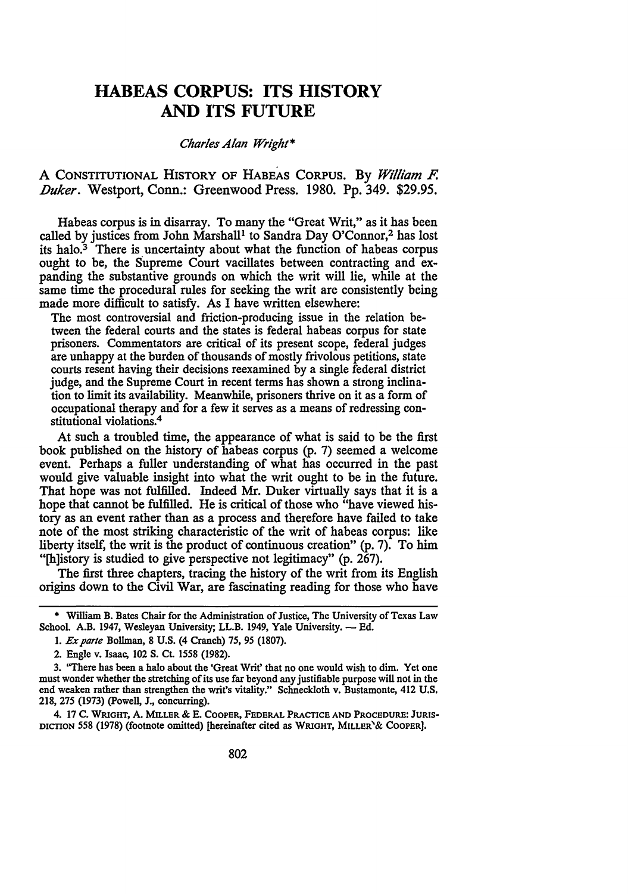# HABEAS CORPUS: ITS HISTORY AND ITS FUTURE

*Charles Alan Wright\**

A CONSTITUTIONAL HISTORY OF HABEAS CORPUS. By *William F. Duker*. Westport, Conn.: Greenwood Press. 1980. Pp. 349. $29.95.

Habeas corpus is in disarray. To many the "Great Writ," as it has been called by justices from John Marshall[1] to Sandra Day O'Connor,[2] has lost its halo.[3] There is uncertainty about what the function of habeas corpus ought to be, the Supreme Court vacillates between contracting and expanding the substantive grounds on which the writ will lie, while at the same time the procedural rules for seeking the writ are consistently being made more difficult to satisfy. As I have written elsewhere:

> The most controversial and friction-producing issue in the relation between the federal courts and the states is federal habeas corpus for state prisoners. Commentators are critical of its present scope, federal judges are unhappy at the burden of thousands of mostly frivolous petitions, state courts resent having their decisions reexamined by a single federal district judge, and the Supreme Court in recent terms has shown a strong inclination to limit its availability. Meanwhile, prisoners thrive on it as a form of occupational therapy and for a few it serves as a means of redressing constitutional violations.[4]

At such a troubled time, the appearance of what is said to be the first book published on the history of habeas corpus (p. 7) seemed a welcome event. Perhaps a fuller understanding of what has occurred in the past would give valuable insight into what the writ ought to be in the future. That hope was not fulfilled. Indeed Mr. Duker virtually says that it is a hope that cannot be fulfilled. He is critical of those who "have viewed history as an event rather than as a process and therefore have failed to take note of the most striking characteristic of the writ of habeas corpus: like liberty itself, the writ is the product of continuous creation" (p. 7). To him "[h]istory is studied to give perspective not legitimacy" (p. 267).

The first three chapters, tracing the history of the writ from its English origins down to the Civil War, are fascinating reading for those who have

---

\* William B. Bates Chair for the Administration of Justice, The University of Texas Law School. A.B. 1947, Wesleyan University; LL.B. 1949, Yale University. — Ed.

1. *Ex parte* Bollman, 8 U.S. (4 Cranch) 75, 95 (1807).

2. Engle v. Isaac, 102 S. Ct. 1558 (1982).

3. "There has been a halo about the 'Great Writ' that no one would wish to dim. Yet one must wonder whether the stretching of its use far beyond any justifiable purpose will not in the end weaken rather than strengthen the writ's vitality." Schneckloth v. Bustamonte, 412 U.S. 218, 275 (1973) (Powell, J., concurring).

4. 17 C. WRIGHT, A. MILLER & E. COOPER, FEDERAL PRACTICE AND PROCEDURE: JURISDICTION 558 (1978) (footnote omitted) [hereinafter cited as WRIGHT, MILLER & COOPER].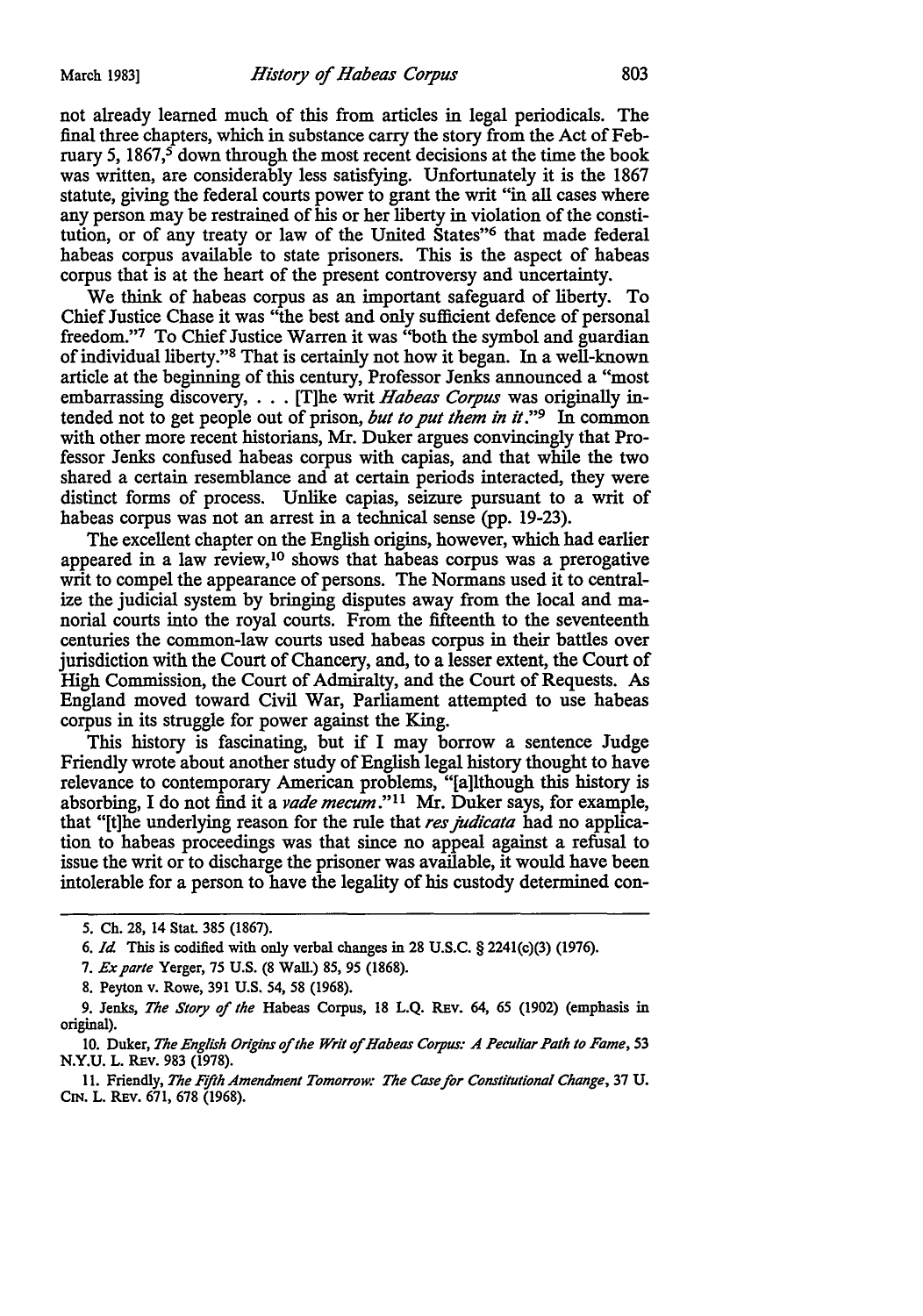not already learned much of this from articles in legal periodicals. The final three chapters, which in substance carry the story from the Act of February 5, 1867,[5] down through the most recent decisions at the time the book was written, are considerably less satisfying. Unfortunately it is the 1867 statute, giving the federal courts power to grant the writ "in all cases where any person may be restrained of his or her liberty in violation of the constitution, or of any treaty or law of the United States"[6] that made federal habeas corpus available to state prisoners. This is the aspect of habeas corpus that is at the heart of the present controversy and uncertainty.

We think of habeas corpus as an important safeguard of liberty. To Chief Justice Chase it was "the best and only sufficient defence of personal freedom."[7] To Chief Justice Warren it was "both the symbol and guardian of individual liberty."[8] That is certainly not how it began. In a well-known article at the beginning of this century, Professor Jenks announced a "most embarrassing discovery, . . . [T]he writ *Habeas Corpus* was originally intended not to get people out of prison, *but to put them in it*."[9] In common with other more recent historians, Mr. Duker argues convincingly that Professor Jenks confused habeas corpus with capias, and that while the two shared a certain resemblance and at certain periods interacted, they were distinct forms of process. Unlike capias, seizure pursuant to a writ of habeas corpus was not an arrest in a technical sense (pp. 19-23).

The excellent chapter on the English origins, however, which had earlier appeared in a law review,[10] shows that habeas corpus was a prerogative writ to compel the appearance of persons. The Normans used it to centralize the judicial system by bringing disputes away from the local and manorial courts into the royal courts. From the fifteenth to the seventeenth centuries the common-law courts used habeas corpus in their battles over jurisdiction with the Court of Chancery, and, to a lesser extent, the Court of High Commission, the Court of Admiralty, and the Court of Requests. As England moved toward Civil War, Parliament attempted to use habeas corpus in its struggle for power against the King.

This history is fascinating, but if I may borrow a sentence Judge Friendly wrote about another study of English legal history thought to have relevance to contemporary American problems, "[a]lthough this history is absorbing, I do not find it a *vade mecum*."[11] Mr. Duker says, for example, that "[t]he underlying reason for the rule that *res judicata* had no application to habeas proceedings was that since no appeal against a refusal to issue the writ or to discharge the prisoner was available, it would have been intolerable for a person to have the legality of his custody determined con-

---

5. Ch. 28, 14 Stat. 385 (1867).

6. *Id.* This is codified with only verbal changes in 28 U.S.C. § 2241(c)(3) (1976).

7. *Ex parte* Yerger, 75 U.S. (8 Wall.) 85, 95 (1868).

8. Peyton v. Rowe, 391 U.S. 54, 58 (1968).

9. Jenks, *The Story of the* Habeas Corpus, 18 L.Q. REV. 64, 65 (1902) (emphasis in original).

10. Duker, *The English Origins of the Writ of Habeas Corpus: A Peculiar Path to Fame*, 53 N.Y.U. L. REV. 983 (1978).

11. Friendly, *The Fifth Amendment Tomorrow: The Case for Constitutional Change*, 37 U. CIN. L. REV. 671, 678 (1968).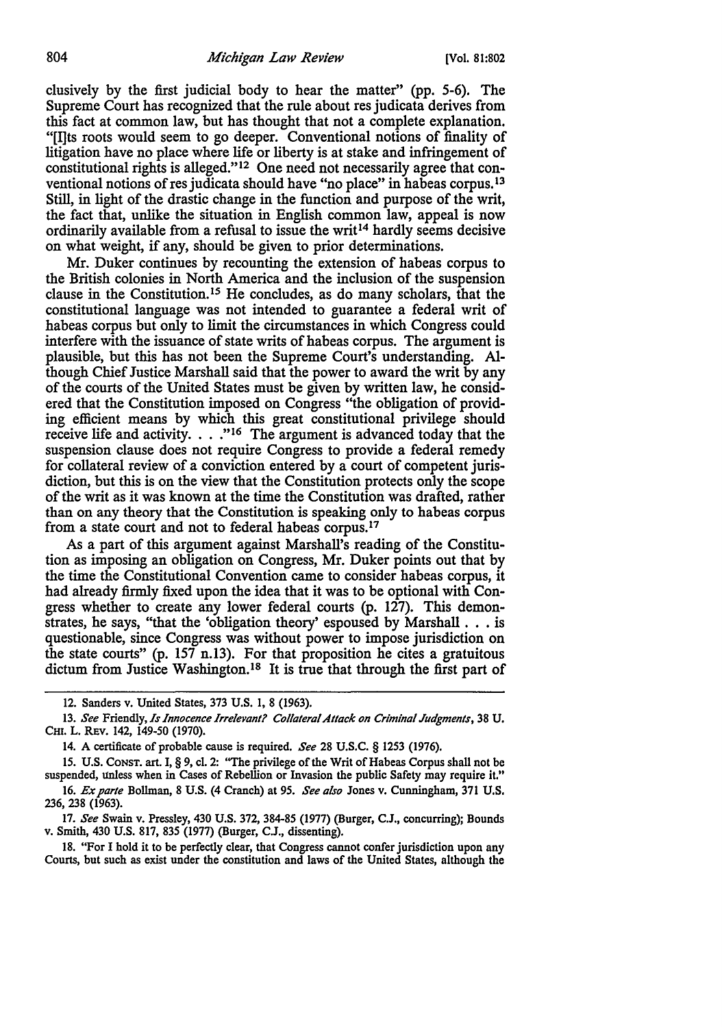clusively by the first judicial body to hear the matter" (pp. 5-6). The Supreme Court has recognized that the rule about res judicata derives from this fact at common law, but has thought that not a complete explanation. "[I]ts roots would seem to go deeper. Conventional notions of finality of litigation have no place where life or liberty is at stake and infringement of constitutional rights is alleged."[12] One need not necessarily agree that conventional notions of res judicata should have "no place" in habeas corpus.[13] Still, in light of the drastic change in the function and purpose of the writ, the fact that, unlike the situation in English common law, appeal is now ordinarily available from a refusal to issue the writ[14] hardly seems decisive on what weight, if any, should be given to prior determinations.

Mr. Duker continues by recounting the extension of habeas corpus to the British colonies in North America and the inclusion of the suspension clause in the Constitution.[15] He concludes, as do many scholars, that the constitutional language was not intended to guarantee a federal writ of habeas corpus but only to limit the circumstances in which Congress could interfere with the issuance of state writs of habeas corpus. The argument is plausible, but this has not been the Supreme Court's understanding. Although Chief Justice Marshall said that the power to award the writ by any of the courts of the United States must be given by written law, he considered that the Constitution imposed on Congress "the obligation of providing efficient means by which this great constitutional privilege should receive life and activity. . . ."[16] The argument is advanced today that the suspension clause does not require Congress to provide a federal remedy for collateral review of a conviction entered by a court of competent jurisdiction, but this is on the view that the Constitution protects only the scope of the writ as it was known at the time the Constitution was drafted, rather than on any theory that the Constitution is speaking only to habeas corpus from a state court and not to federal habeas corpus.[17]

As a part of this argument against Marshall's reading of the Constitution as imposing an obligation on Congress, Mr. Duker points out that by the time the Constitutional Convention came to consider habeas corpus, it had already firmly fixed upon the idea that it was to be optional with Congress whether to create any lower federal courts (p. 127). This demonstrates, he says, "that the 'obligation theory' espoused by Marshall . . . is questionable, since Congress was without power to impose jurisdiction on the state courts" (p. 157 n.13). For that proposition he cites a gratuitous dictum from Justice Washington.[18] It is true that through the first part of

---

12. Sanders v. United States, 373 U.S. 1, 8 (1963).

13. *See* Friendly, *Is Innocence Irrelevant? Collateral Attack on Criminal Judgments*, 38 U. CHI. L. REV. 142, 149-50 (1970).

14. A certificate of probable cause is required. *See* 28 U.S.C. § 1253 (1976).

15. U.S. CONST. art. I, § 9, cl. 2: "The privilege of the Writ of Habeas Corpus shall not be suspended, unless when in Cases of Rebellion or Invasion the public Safety may require it."

16. *Ex parte* Bollman, 8 U.S. (4 Cranch) at 95. *See also* Jones v. Cunningham, 371 U.S. 236, 238 (1963).

17. *See* Swain v. Pressley, 430 U.S. 372, 384-85 (1977) (Burger, C.J., concurring); Bounds v. Smith, 430 U.S. 817, 835 (1977) (Burger, C.J., dissenting).

18. "For I hold it to be perfectly clear, that Congress cannot confer jurisdiction upon any Courts, but such as exist under the constitution and laws of the United States, although the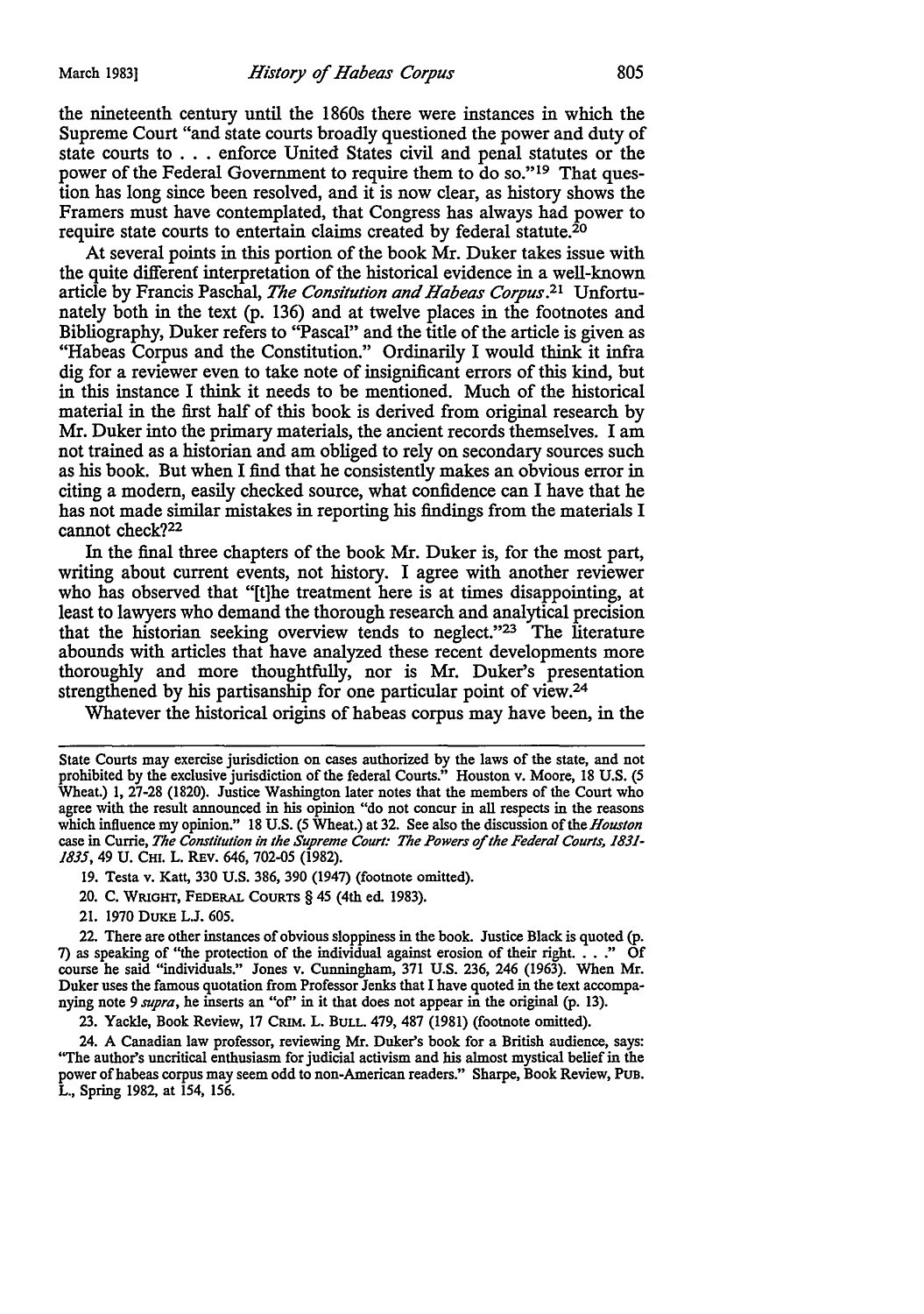the nineteenth century until the 1860s there were instances in which the Supreme Court "and state courts broadly questioned the power and duty of state courts to . . . enforce United States civil and penal statutes or the power of the Federal Government to require them to do so."[19] That question has long since been resolved, and it is now clear, as history shows the Framers must have contemplated, that Congress has always had power to require state courts to entertain claims created by federal statute.[20]

At several points in this portion of the book Mr. Duker takes issue with the quite different interpretation of the historical evidence in a well-known article by Francis Paschal, *The Consitution and Habeas Corpus*.[21] Unfortunately both in the text (p. 136) and at twelve places in the footnotes and Bibliography, Duker refers to "Pascal" and the title of the article is given as "Habeas Corpus and the Constitution." Ordinarily I would think it infra dig for a reviewer even to take note of insignificant errors of this kind, but in this instance I think it needs to be mentioned. Much of the historical material in the first half of this book is derived from original research by Mr. Duker into the primary materials, the ancient records themselves. I am not trained as a historian and am obliged to rely on secondary sources such as his book. But when I find that he consistently makes an obvious error in citing a modern, easily checked source, what confidence can I have that he has not made similar mistakes in reporting his findings from the materials I cannot check?[22]

In the final three chapters of the book Mr. Duker is, for the most part, writing about current events, not history. I agree with another reviewer who has observed that "[t]he treatment here is at times disappointing, at least to lawyers who demand the thorough research and analytical precision that the historian seeking overview tends to neglect."[23] The literature abounds with articles that have analyzed these recent developments more thoroughly and more thoughtfully, nor is Mr. Duker's presentation strengthened by his partisanship for one particular point of view.[24]

Whatever the historical origins of habeas corpus may have been, in the

---

State Courts may exercise jurisdiction on cases authorized by the laws of the state, and not prohibited by the exclusive jurisdiction of the federal Courts." Houston v. Moore, 18 U.S. (5 Wheat.) 1, 27-28 (1820). Justice Washington later notes that the members of the Court who agree with the result announced in his opinion "do not concur in all respects in the reasons which influence my opinion." 18 U.S. (5 Wheat.) at 32. See also the discussion of the *Houston* case in Currie, *The Constitution in the Supreme Court: The Powers of the Federal Courts, 1831-1835*, 49 U. CHI. L. REV. 646, 702-05 (1982).

19. Testa v. Katt, 330 U.S. 386, 390 (1947) (footnote omitted).

20. C. WRIGHT, FEDERAL COURTS § 45 (4th ed. 1983).

21. 1970 DUKE L.J. 605.

22. There are other instances of obvious sloppiness in the book. Justice Black is quoted (p. 7) as speaking of "the protection of the individual against erosion of their right. . . ." Of course he said "individuals." Jones v. Cunningham, 371 U.S. 236, 246 (1963). When Mr. Duker uses the famous quotation from Professor Jenks that I have quoted in the text accompanying note 9 *supra*, he inserts an "of" in it that does not appear in the original (p. 13).

23. Yackle, Book Review, 17 CRIM. L. BULL. 479, 487 (1981) (footnote omitted).

24. A Canadian law professor, reviewing Mr. Duker's book for a British audience, says: "The author's uncritical enthusiasm for judicial activism and his almost mystical belief in the power of habeas corpus may seem odd to non-American readers." Sharpe, Book Review, PUB. L., Spring 1982, at 154, 156.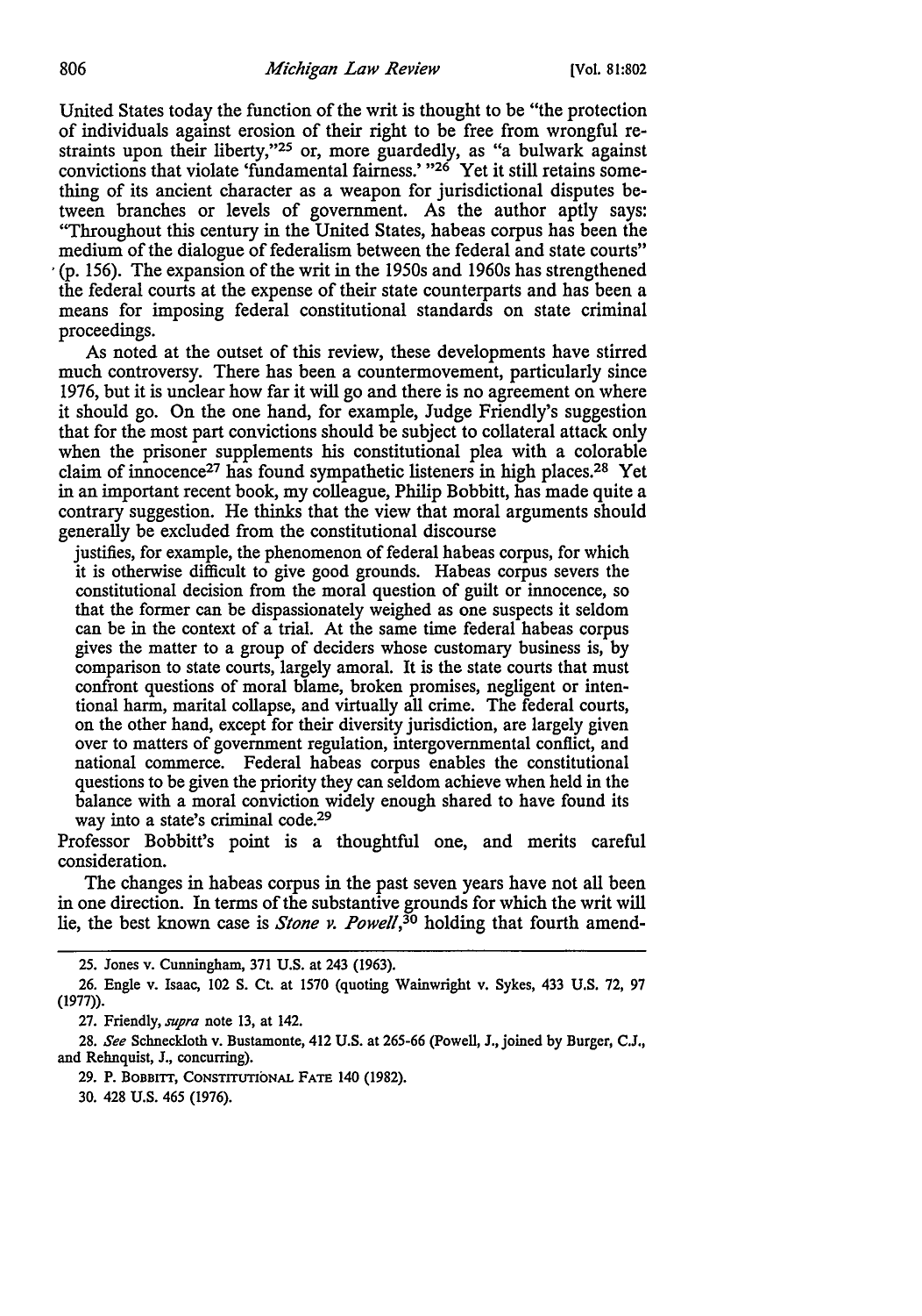United States today the function of the writ is thought to be "the protection of individuals against erosion of their right to be free from wrongful restraints upon their liberty,"[25] or, more guardedly, as "a bulwark against convictions that violate 'fundamental fairness.' "[26] Yet it still retains something of its ancient character as a weapon for jurisdictional disputes between branches or levels of government. As the author aptly says: "Throughout this century in the United States, habeas corpus has been the medium of the dialogue of federalism between the federal and state courts" (p. 156). The expansion of the writ in the 1950s and 1960s has strengthened the federal courts at the expense of their state counterparts and has been a means for imposing federal constitutional standards on state criminal proceedings.

As noted at the outset of this review, these developments have stirred much controversy. There has been a countermovement, particularly since 1976, but it is unclear how far it will go and there is no agreement on where it should go. On the one hand, for example, Judge Friendly's suggestion that for the most part convictions should be subject to collateral attack only when the prisoner supplements his constitutional plea with a colorable claim of innocence[27] has found sympathetic listeners in high places.[28] Yet in an important recent book, my colleague, Philip Bobbitt, has made quite a contrary suggestion. He thinks that the view that moral arguments should generally be excluded from the constitutional discourse

> justifies, for example, the phenomenon of federal habeas corpus, for which it is otherwise difficult to give good grounds. Habeas corpus severs the constitutional decision from the moral question of guilt or innocence, so that the former can be dispassionately weighed as one suspects it seldom can be in the context of a trial. At the same time federal habeas corpus gives the matter to a group of deciders whose customary business is, by comparison to state courts, largely amoral. It is the state courts that must confront questions of moral blame, broken promises, negligent or intentional harm, marital collapse, and virtually all crime. The federal courts, on the other hand, except for their diversity jurisdiction, are largely given over to matters of government regulation, intergovernmental conflict, and national commerce. Federal habeas corpus enables the constitutional questions to be given the priority they can seldom achieve when held in the balance with a moral conviction widely enough shared to have found its way into a state's criminal code.[29]

Professor Bobbitt's point is a thoughtful one, and merits careful consideration.

The changes in habeas corpus in the past seven years have not all been in one direction. In terms of the substantive grounds for which the writ will lie, the best known case is *Stone v. Powell*,[30] holding that fourth amend-

---

25. Jones v. Cunningham, 371 U.S. at 243 (1963).

26. Engle v. Isaac, 102 S. Ct. at 1570 (quoting Wainwright v. Sykes, 433 U.S. 72, 97 (1977)).

27. Friendly, *supra* note 13, at 142.

28. *See* Schneckloth v. Bustamonte, 412 U.S. at 265-66 (Powell, J., joined by Burger, C.J., and Rehnquist, J., concurring).

29. P. BOBBITT, CONSTITUTIONAL FATE 140 (1982).

30. 428 U.S. 465 (1976).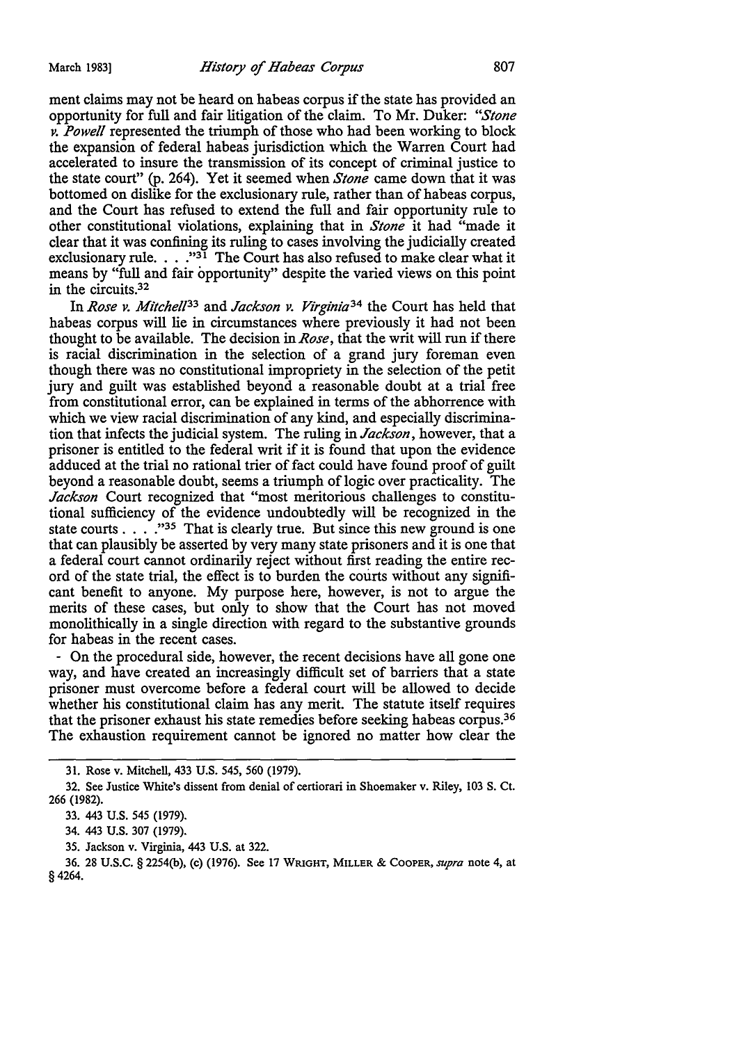ment claims may not be heard on habeas corpus if the state has provided an opportunity for full and fair litigation of the claim. To Mr. Duker: "*Stone v. Powell* represented the triumph of those who had been working to block the expansion of federal habeas jurisdiction which the Warren Court had accelerated to insure the transmission of its concept of criminal justice to the state court" (p. 264). Yet it seemed when *Stone* came down that it was bottomed on dislike for the exclusionary rule, rather than of habeas corpus, and the Court has refused to extend the full and fair opportunity rule to other constitutional violations, explaining that in *Stone* it had "made it clear that it was confining its ruling to cases involving the judicially created exclusionary rule. . . ."[31] The Court has also refused to make clear what it means by "full and fair opportunity" despite the varied views on this point in the circuits.[32]

In *Rose v. Mitchell*[33] and *Jackson v. Virginia*[34] the Court has held that habeas corpus will lie in circumstances where previously it had not been thought to be available. The decision in *Rose*, that the writ will run if there is racial discrimination in the selection of a grand jury foreman even though there was no constitutional impropriety in the selection of the petit jury and guilt was established beyond a reasonable doubt at a trial free from constitutional error, can be explained in terms of the abhorrence with which we view racial discrimination of any kind, and especially discrimination that infects the judicial system. The ruling in *Jackson*, however, that a prisoner is entitled to the federal writ if it is found that upon the evidence adduced at the trial no rational trier of fact could have found proof of guilt beyond a reasonable doubt, seems a triumph of logic over practicality. The *Jackson* Court recognized that "most meritorious challenges to constitutional sufficiency of the evidence undoubtedly will be recognized in the state courts . . . ."[35] That is clearly true. But since this new ground is one that can plausibly be asserted by very many state prisoners and it is one that a federal court cannot ordinarily reject without first reading the entire record of the state trial, the effect is to burden the courts without any significant benefit to anyone. My purpose here, however, is not to argue the merits of these cases, but only to show that the Court has not moved monolithically in a single direction with regard to the substantive grounds for habeas in the recent cases.

On the procedural side, however, the recent decisions have all gone one way, and have created an increasingly difficult set of barriers that a state prisoner must overcome before a federal court will be allowed to decide whether his constitutional claim has any merit. The statute itself requires that the prisoner exhaust his state remedies before seeking habeas corpus.[36] The exhaustion requirement cannot be ignored no matter how clear the

---

31. Rose v. Mitchell, 433 U.S. 545, 560 (1979).

32. See Justice White's dissent from denial of certiorari in Shoemaker v. Riley, 103 S. Ct. 266 (1982).

33. 443 U.S. 545 (1979).

34. 443 U.S. 307 (1979).

35. Jackson v. Virginia, 443 U.S. at 322.

36. 28 U.S.C. § 2254(b), (c) (1976). See 17 WRIGHT, MILLER & COOPER, *supra* note 4, at § 4264.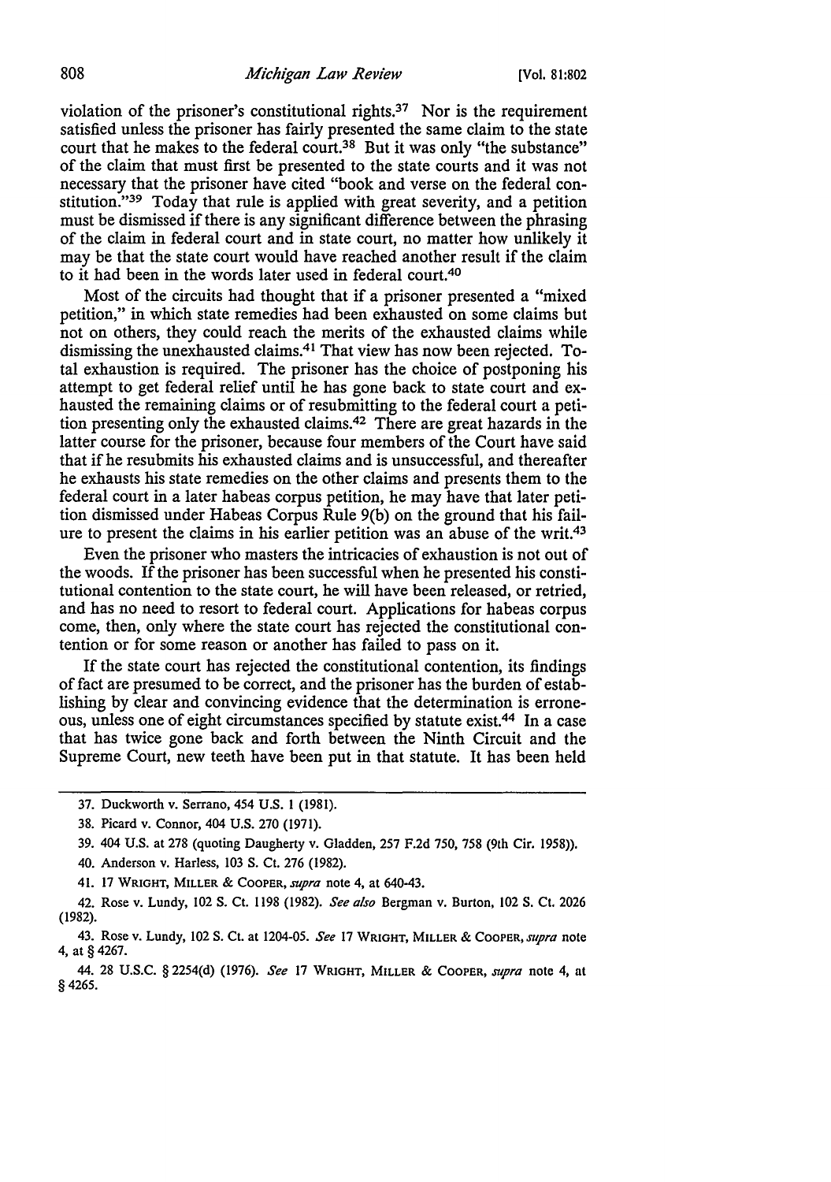violation of the prisoner's constitutional rights.[37] Nor is the requirement satisfied unless the prisoner has fairly presented the same claim to the state court that he makes to the federal court.[38] But it was only "the substance" of the claim that must first be presented to the state courts and it was not necessary that the prisoner have cited "book and verse on the federal constitution."[39] Today that rule is applied with great severity, and a petition must be dismissed if there is any significant difference between the phrasing of the claim in federal court and in state court, no matter how unlikely it may be that the state court would have reached another result if the claim to it had been in the words later used in federal court.[40]

Most of the circuits had thought that if a prisoner presented a "mixed petition," in which state remedies had been exhausted on some claims but not on others, they could reach the merits of the exhausted claims while dismissing the unexhausted claims.[41] That view has now been rejected. Total exhaustion is required. The prisoner has the choice of postponing his attempt to get federal relief until he has gone back to state court and exhausted the remaining claims or of resubmitting to the federal court a petition presenting only the exhausted claims.[42] There are great hazards in the latter course for the prisoner, because four members of the Court have said that if he resubmits his exhausted claims and is unsuccessful, and thereafter he exhausts his state remedies on the other claims and presents them to the federal court in a later habeas corpus petition, he may have that later petition dismissed under Habeas Corpus Rule 9(b) on the ground that his failure to present the claims in his earlier petition was an abuse of the writ.[43]

Even the prisoner who masters the intricacies of exhaustion is not out of the woods. If the prisoner has been successful when he presented his constitutional contention to the state court, he will have been released, or retried, and has no need to resort to federal court. Applications for habeas corpus come, then, only where the state court has rejected the constitutional contention or for some reason or another has failed to pass on it.

If the state court has rejected the constitutional contention, its findings of fact are presumed to be correct, and the prisoner has the burden of establishing by clear and convincing evidence that the determination is erroneous, unless one of eight circumstances specified by statute exist.[44] In a case that has twice gone back and forth between the Ninth Circuit and the Supreme Court, new teeth have been put in that statute. It has been held

---

37. Duckworth v. Serrano, 454 U.S. 1 (1981).

38. Picard v. Connor, 404 U.S. 270 (1971).

39. 404 U.S. at 278 (quoting Daugherty v. Gladden, 257 F.2d 750, 758 (9th Cir. 1958)).

40. Anderson v. Harless, 103 S. Ct. 276 (1982).

41. 17 WRIGHT, MILLER & COOPER, *supra* note 4, at 640-43.

42. Rose v. Lundy, 102 S. Ct. 1198 (1982). *See also* Bergman v. Burton, 102 S. Ct. 2026 (1982).

43. Rose v. Lundy, 102 S. Ct. at 1204-05. *See* 17 WRIGHT, MILLER & COOPER, *supra* note 4, at § 4267.

44. 28 U.S.C. § 2254(d) (1976). *See* 17 WRIGHT, MILLER & COOPER, *supra* note 4, at § 4265.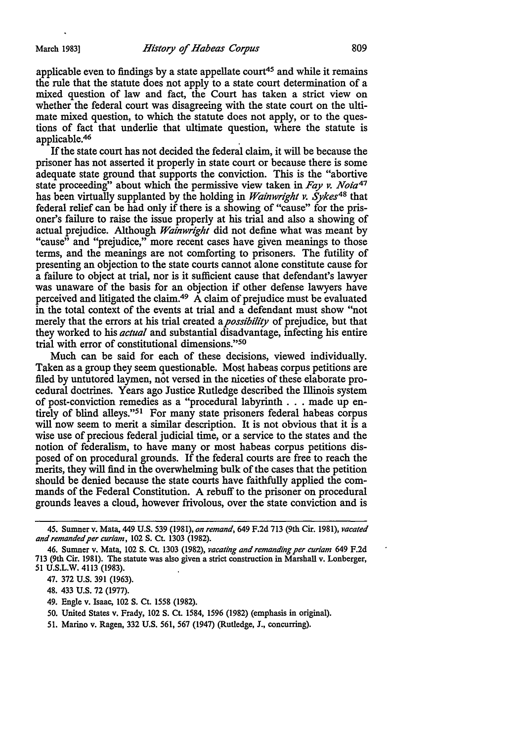applicable even to findings by a state appellate court[45] and while it remains the rule that the statute does not apply to a state court determination of a mixed question of law and fact, the Court has taken a strict view on whether the federal court was disagreeing with the state court on the ultimate mixed question, to which the statute does not apply, or to the questions of fact that underlie that ultimate question, where the statute is applicable.[46]

If the state court has not decided the federal claim, it will be because the prisoner has not asserted it properly in state court or because there is some adequate state ground that supports the conviction. This is the "abortive state proceeding" about which the permissive view taken in *Fay v. Noia*[47] has been virtually supplanted by the holding in *Wainwright v. Sykes*[48] that federal relief can be had only if there is a showing of "cause" for the prisoner's failure to raise the issue properly at his trial and also a showing of actual prejudice. Although *Wainwright* did not define what was meant by "cause" and "prejudice," more recent cases have given meanings to those terms, and the meanings are not comforting to prisoners. The futility of presenting an objection to the state courts cannot alone constitute cause for a failure to object at trial, nor is it sufficient cause that defendant's lawyer was unaware of the basis for an objection if other defense lawyers have perceived and litigated the claim.[49] A claim of prejudice must be evaluated in the total context of the events at trial and a defendant must show "not merely that the errors at his trial created a *possibility* of prejudice, but that they worked to his *actual* and substantial disadvantage, infecting his entire trial with error of constitutional dimensions."[50]

Much can be said for each of these decisions, viewed individually. Taken as a group they seem questionable. Most habeas corpus petitions are filed by untutored laymen, not versed in the niceties of these elaborate procedural doctrines. Years ago Justice Rutledge described the Illinois system of post-conviction remedies as a "procedural labyrinth . . . made up entirely of blind alleys."[51] For many state prisoners federal habeas corpus will now seem to merit a similar description. It is not obvious that it is a wise use of precious federal judicial time, or a service to the states and the notion of federalism, to have many or most habeas corpus petitions disposed of on procedural grounds. If the federal courts are free to reach the merits, they will find in the overwhelming bulk of the cases that the petition should be denied because the state courts have faithfully applied the commands of the Federal Constitution. A rebuff to the prisoner on procedural grounds leaves a cloud, however frivolous, over the state conviction and is

---

45. Sumner v. Mata, 449 U.S. 539 (1981), *on remand*, 649 F.2d 713 (9th Cir. 1981), *vacated and remanded per curiam*, 102 S. Ct. 1303 (1982).

46. Sumner v. Mata, 102 S. Ct. 1303 (1982), *vacating and remanding per curiam* 649 F.2d 713 (9th Cir. 1981). The statute was also given a strict construction in Marshall v. Lonberger, 51 U.S.L.W. 4113 (1983).

47. 372 U.S. 391 (1963).

48. 433 U.S. 72 (1977).

49. Engle v. Isaac, 102 S. Ct. 1558 (1982).

50. United States v. Frady, 102 S. Ct. 1584, 1596 (1982) (emphasis in original).

51. Marino v. Ragen, 332 U.S. 561, 567 (1947) (Rutledge, J., concurring).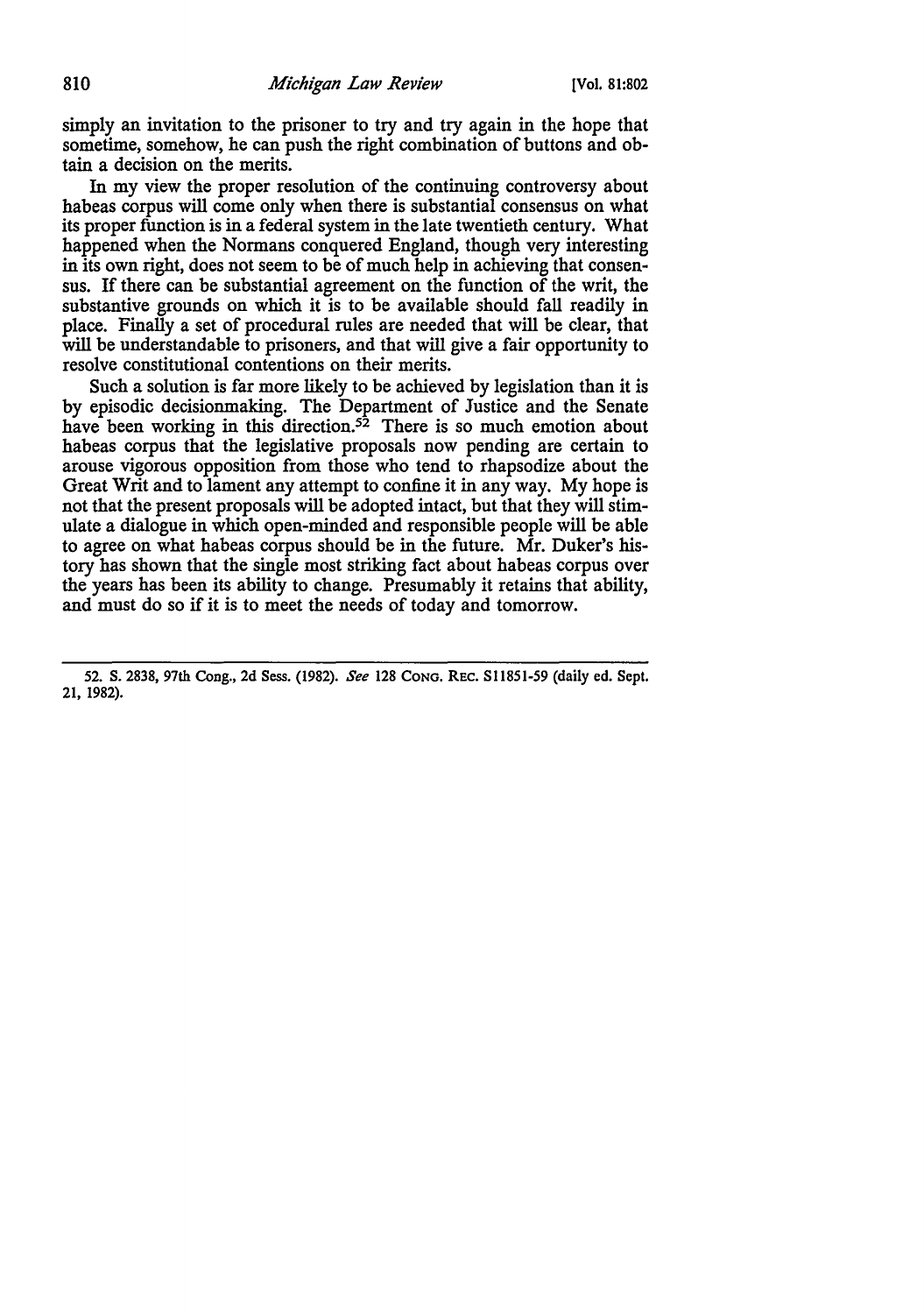simply an invitation to the prisoner to try and try again in the hope that sometime, somehow, he can push the right combination of buttons and obtain a decision on the merits.

In my view the proper resolution of the continuing controversy about habeas corpus will come only when there is substantial consensus on what its proper function is in a federal system in the late twentieth century. What happened when the Normans conquered England, though very interesting in its own right, does not seem to be of much help in achieving that consensus. If there can be substantial agreement on the function of the writ, the substantive grounds on which it is to be available should fall readily in place. Finally a set of procedural rules are needed that will be clear, that will be understandable to prisoners, and that will give a fair opportunity to resolve constitutional contentions on their merits.

Such a solution is far more likely to be achieved by legislation than it is by episodic decisionmaking. The Department of Justice and the Senate have been working in this direction.[52] There is so much emotion about habeas corpus that the legislative proposals now pending are certain to arouse vigorous opposition from those who tend to rhapsodize about the Great Writ and to lament any attempt to confine it in any way. My hope is not that the present proposals will be adopted intact, but that they will stimulate a dialogue in which open-minded and responsible people will be able to agree on what habeas corpus should be in the future. Mr. Duker's history has shown that the single most striking fact about habeas corpus over the years has been its ability to change. Presumably it retains that ability, and must do so if it is to meet the needs of today and tomorrow.

---

52. S. 2838, 97th Cong., 2d Sess. (1982). *See* 128 CONG. REC. S11851-59 (daily ed. Sept. 21, 1982).